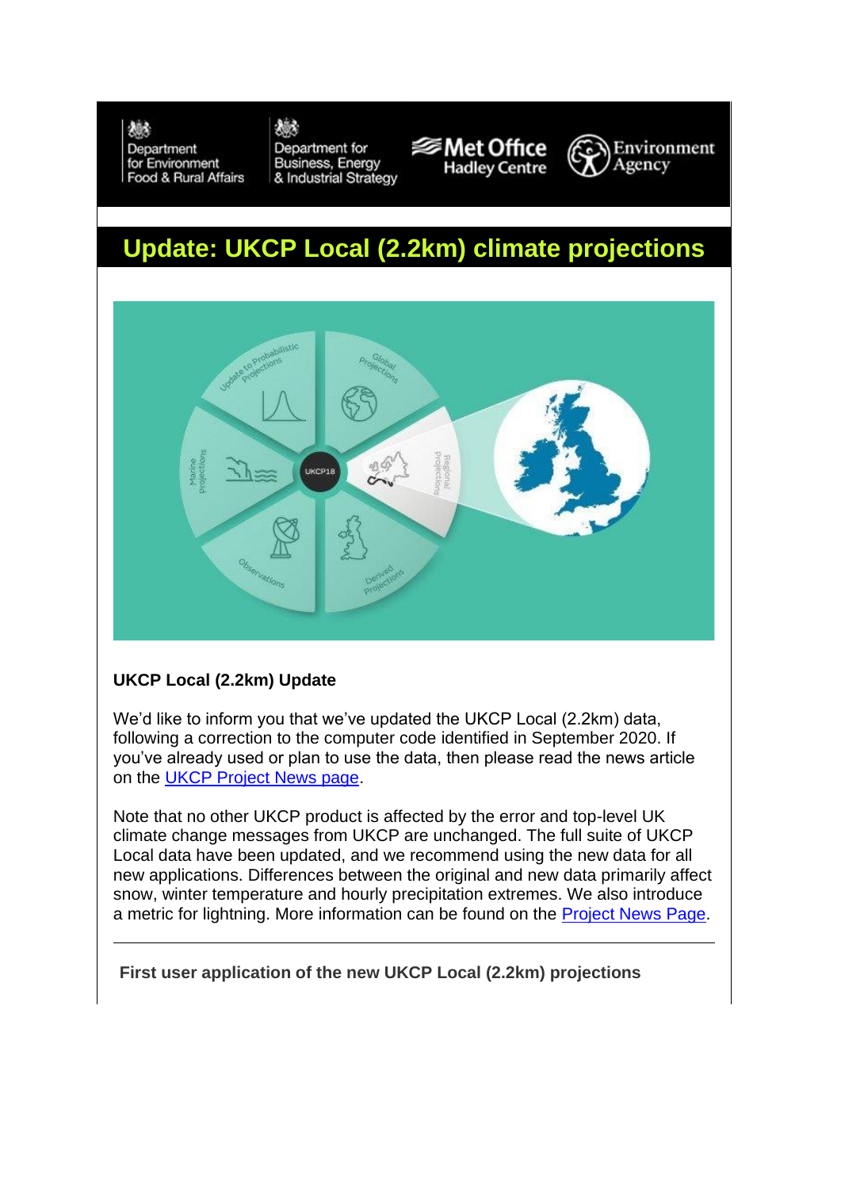# Update: UKCP Local (2.2km) climate projections

**UKCP Local (2.2km) Update**

We'd like to inform you that we've updated the UKCP Local (2.2km) data, following a correction to the computer code identified in September 2020. If you've already used or plan to use the data, then please read the news article on the UKCP Project News page.

Note that no other UKCP product is affected by the error and top-level UK climate change messages from UKCP are unchanged. The full suite of UKCP Local data have been updated, and we recommend using the new data for all new applications. Differences between the original and new data primarily affect snow, winter temperature and hourly precipitation extremes. We also introduce a metric for lightning. More information can be found on the Project News Page.

---

**First user application of the new UKCP Local (2.2km) projections**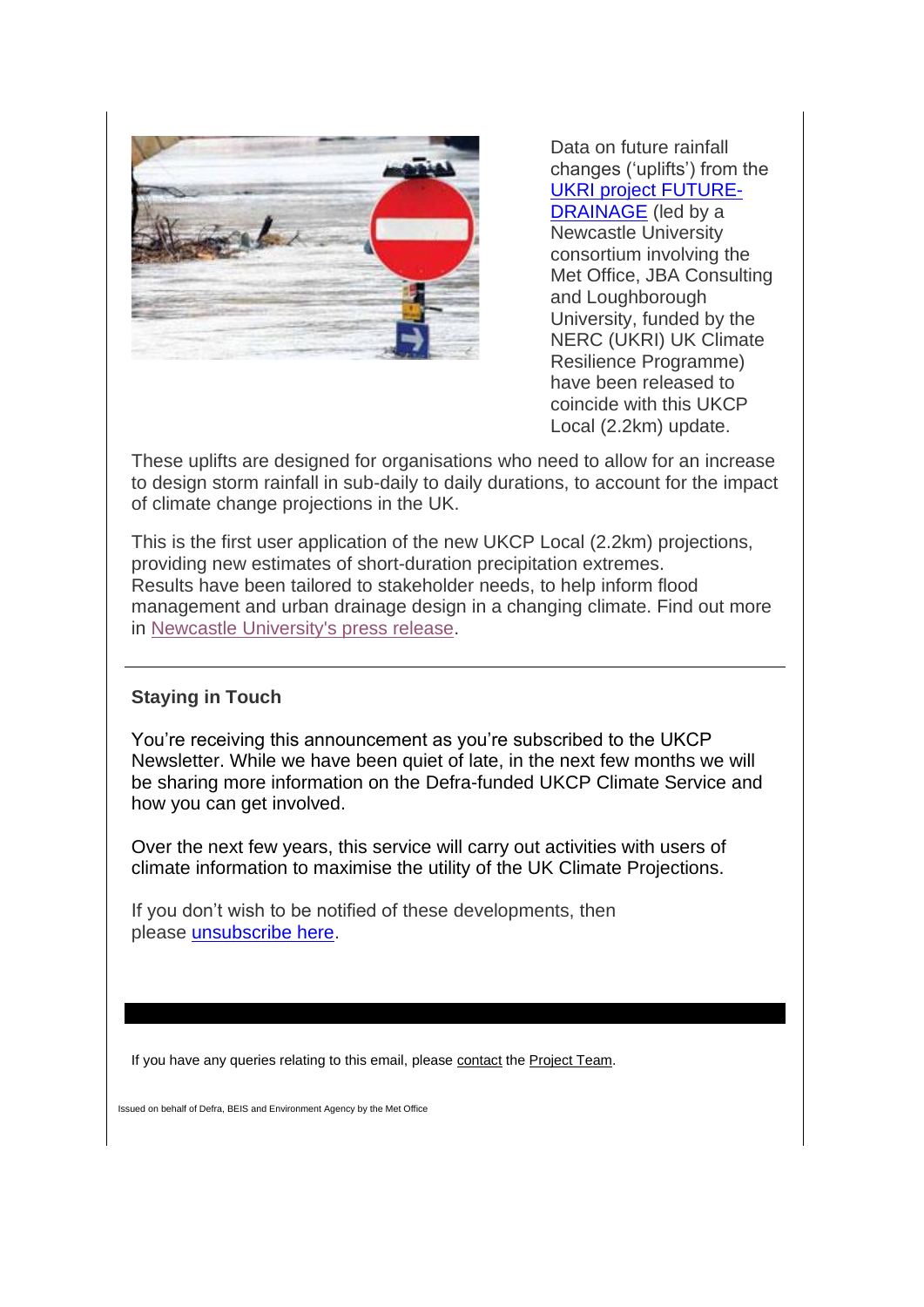Data on future rainfall changes ('uplifts') from the UKRI project FUTURE-DRAINAGE (led by a Newcastle University consortium involving the Met Office, JBA Consulting and Loughborough University, funded by the NERC (UKRI) UK Climate Resilience Programme) have been released to coincide with this UKCP Local (2.2km) update.

These uplifts are designed for organisations who need to allow for an increase to design storm rainfall in sub-daily to daily durations, to account for the impact of climate change projections in the UK.

This is the first user application of the new UKCP Local (2.2km) projections, providing new estimates of short-duration precipitation extremes. Results have been tailored to stakeholder needs, to help inform flood management and urban drainage design in a changing climate. Find out more in Newcastle University's press release.

---

### Staying in Touch

You're receiving this announcement as you're subscribed to the UKCP Newsletter. While we have been quiet of late, in the next few months we will be sharing more information on the Defra-funded UKCP Climate Service and how you can get involved.

Over the next few years, this service will carry out activities with users of climate information to maximise the utility of the UK Climate Projections.

If you don't wish to be notified of these developments, then please unsubscribe here.

If you have any queries relating to this email, please contact the Project Team.

Issued on behalf of Defra, BEIS and Environment Agency by the Met Office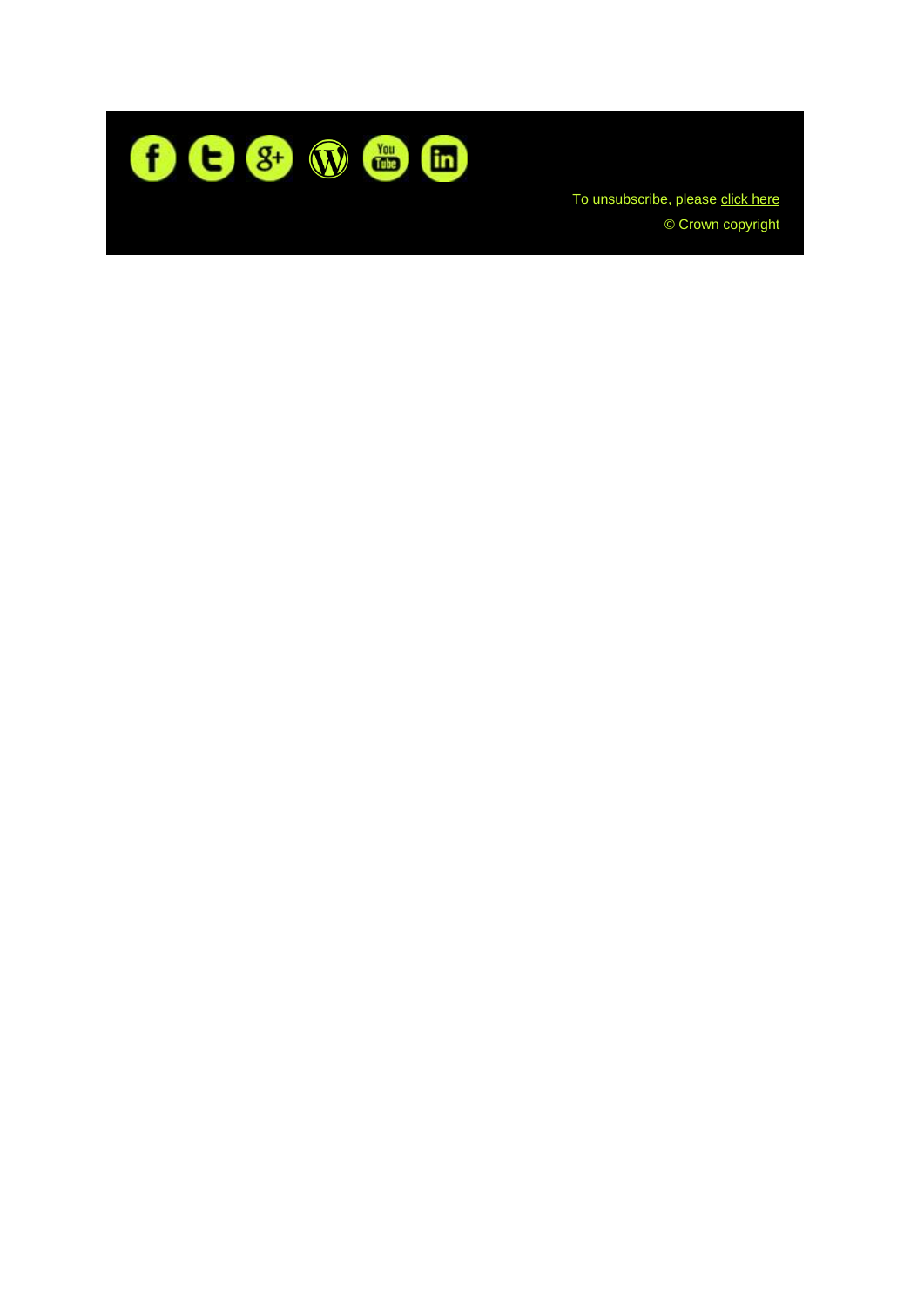To unsubscribe, please click here

© Crown copyright